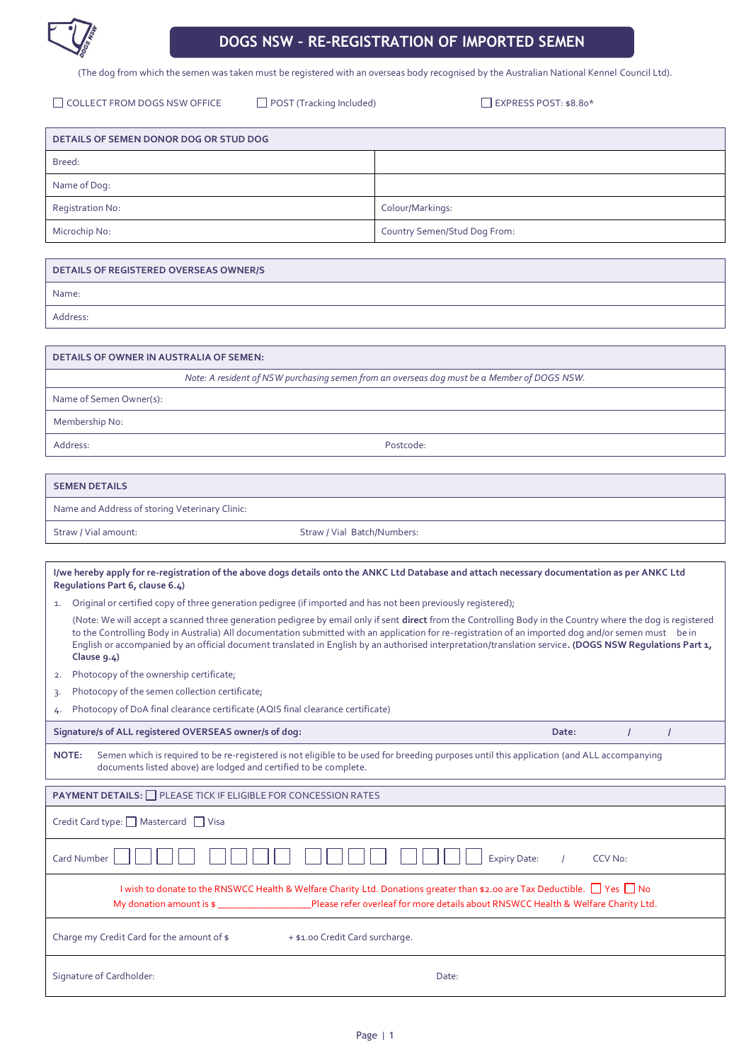# DOGS NSW - RE-REGISTRATION OF IMPORTED SEMEN

(The dog from which the semen was taken must be registered with an overseas body recognised by the Australian National Kennel Council Ltd).

☐ COLLECT FROM DOGS NSW OFFICE ☐ POST (Tracking Included) ☐ EXPRESS POST: $8.80*

| DETAILS OF SEMEN DONOR DOG OR STUD DOG | |
|---|---|
| Breed: | |
| Name of Dog: | |
| Registration No: | Colour/Markings: |
| Microchip No: | Country Semen/Stud Dog From: |

| DETAILS OF REGISTERED OVERSEAS OWNER/S |
|---|
| Name: |
| Address: |

| DETAILS OF OWNER IN AUSTRALIA OF SEMEN: | |
|---|---|
| *Note: A resident of NSW purchasing semen from an overseas dog must be a Member of DOGS NSW.* | |
| Name of Semen Owner(s): | |
| Membership No: | |
| Address: | Postcode: |

| SEMEN DETAILS | |
|---|---|
| Name and Address of storing Veterinary Clinic: | |
| Straw / Vial amount: | Straw / Vial Batch/Numbers: |

**I/we hereby apply for re-registration of the above dogs details onto the ANKC Ltd Database and attach necessary documentation as per ANKC Ltd Regulations Part 6, clause 6.4)**

1. Original or certified copy of three generation pedigree (if imported and has not been previously registered);

   (Note: We will accept a scanned three generation pedigree by email only if sent **direct** from the Controlling Body in the Country where the dog is registered to the Controlling Body in Australia) All documentation submitted with an application for re-registration of an imported dog and/or semen must be in English or accompanied by an official document translated in English by an authorised interpretation/translation service**. (DOGS NSW Regulations Part 1, Clause 9.4)**

2. Photocopy of the ownership certificate;
3. Photocopy of the semen collection certificate;
4. Photocopy of DoA final clearance certificate (AQIS final clearance certificate)

**Signature/s of ALL registered OVERSEAS owner/s of dog:** **Date: / /**

**NOTE:** Semen which is required to be re-registered is not eligible to be used for breeding purposes until this application (and ALL accompanying documents listed above) are lodged and certified to be complete.

**PAYMENT DETAILS:** ☐ PLEASE TICK IF ELIGIBLE FOR CONCESSION RATES

Credit Card type: ☐ Mastercard ☐ Visa

Card Number ☐☐☐☐ ☐☐☐☐ ☐☐☐☐ ☐☐☐☐ Expiry Date: / CCV No:

I wish to donate to the RNSWCC Health & Welfare Charity Ltd. Donations greater than $2.00 are Tax Deductible. ☐ Yes ☐ No
My donation amount is $ ___________________Please refer overleaf for more details about RNSWCC Health & Welfare Charity Ltd.

Charge my Credit Card for the amount of $ + $1.00 Credit Card surcharge.

Signature of Cardholder: Date: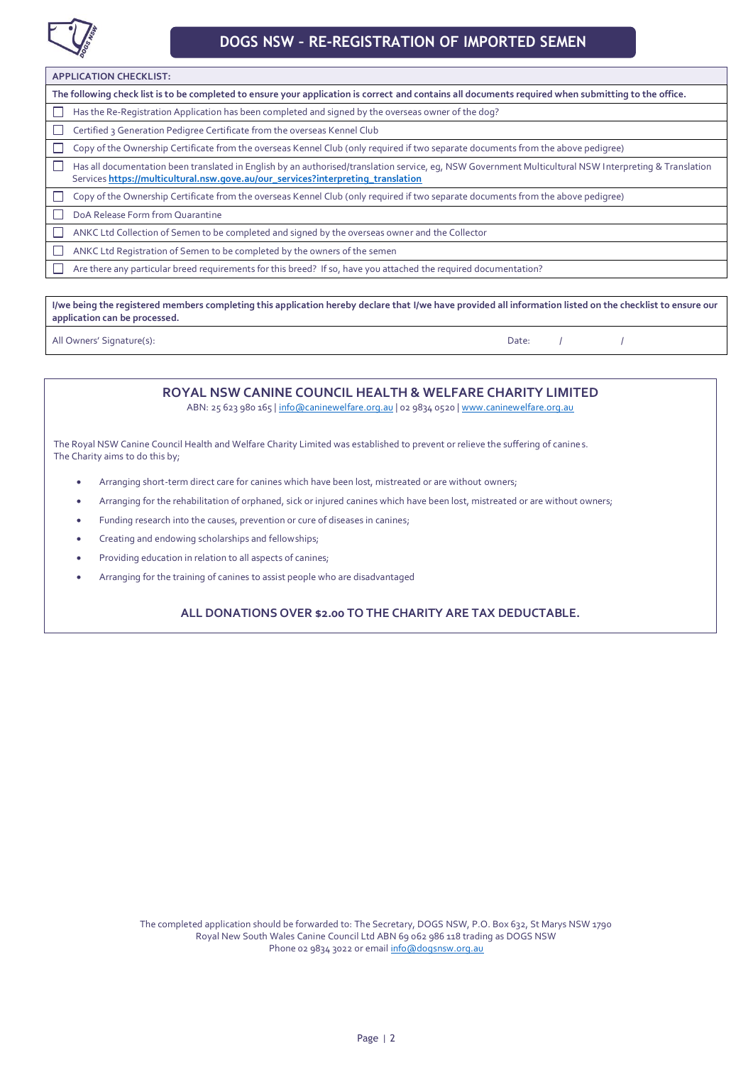# DOGS NSW - RE-REGISTRATION OF IMPORTED SEMEN

| APPLICATION CHECKLIST: | |
|---|---|
| **The following check list is to be completed to ensure your application is correct and contains all documents required when submitting to the office.** | |
| ☐ | Has the Re-Registration Application has been completed and signed by the overseas owner of the dog? |
| ☐ | Certified 3 Generation Pedigree Certificate from the overseas Kennel Club |
| ☐ | Copy of the Ownership Certificate from the overseas Kennel Club (only required if two separate documents from the above pedigree) |
| ☐ | Has all documentation been translated in English by an authorised/translation service, eg, NSW Government Multicultural NSW Interpreting & Translation Services **https://multicultural.nsw.gove.au/our_services?interpreting_translation** |
| ☐ | Copy of the Ownership Certificate from the overseas Kennel Club (only required if two separate documents from the above pedigree) |
| ☐ | DoA Release Form from Quarantine |
| ☐ | ANKC Ltd Collection of Semen to be completed and signed by the overseas owner and the Collector |
| ☐ | ANKC Ltd Registration of Semen to be completed by the owners of the semen |
| ☐ | Are there any particular breed requirements for this breed? If so, have you attached the required documentation? |

**I/we being the registered members completing this application hereby declare that I/we have provided all information listed on the checklist to ensure our application can be processed.**

All Owners' Signature(s): Date: / /

## ROYAL NSW CANINE COUNCIL HEALTH & WELFARE CHARITY LIMITED

ABN: 25 623 980 165 | info@caninewelfare.org.au | 02 9834 0520 | www.caninewelfare.org.au

The Royal NSW Canine Council Health and Welfare Charity Limited was established to prevent or relieve the suffering of canines. The Charity aims to do this by;

- Arranging short-term direct care for canines which have been lost, mistreated or are without owners;
- Arranging for the rehabilitation of orphaned, sick or injured canines which have been lost, mistreated or are without owners;
- Funding research into the causes, prevention or cure of diseases in canines;
- Creating and endowing scholarships and fellowships;
- Providing education in relation to all aspects of canines;
- Arranging for the training of canines to assist people who are disadvantaged

**ALL DONATIONS OVER $2.00 TO THE CHARITY ARE TAX DEDUCTABLE.**

The completed application should be forwarded to: The Secretary, DOGS NSW, P.O. Box 632, St Marys NSW 1790
Royal New South Wales Canine Council Ltd ABN 69 062 986 118 trading as DOGS NSW
Phone 02 9834 3022 or email info@dogsnsw.org.au